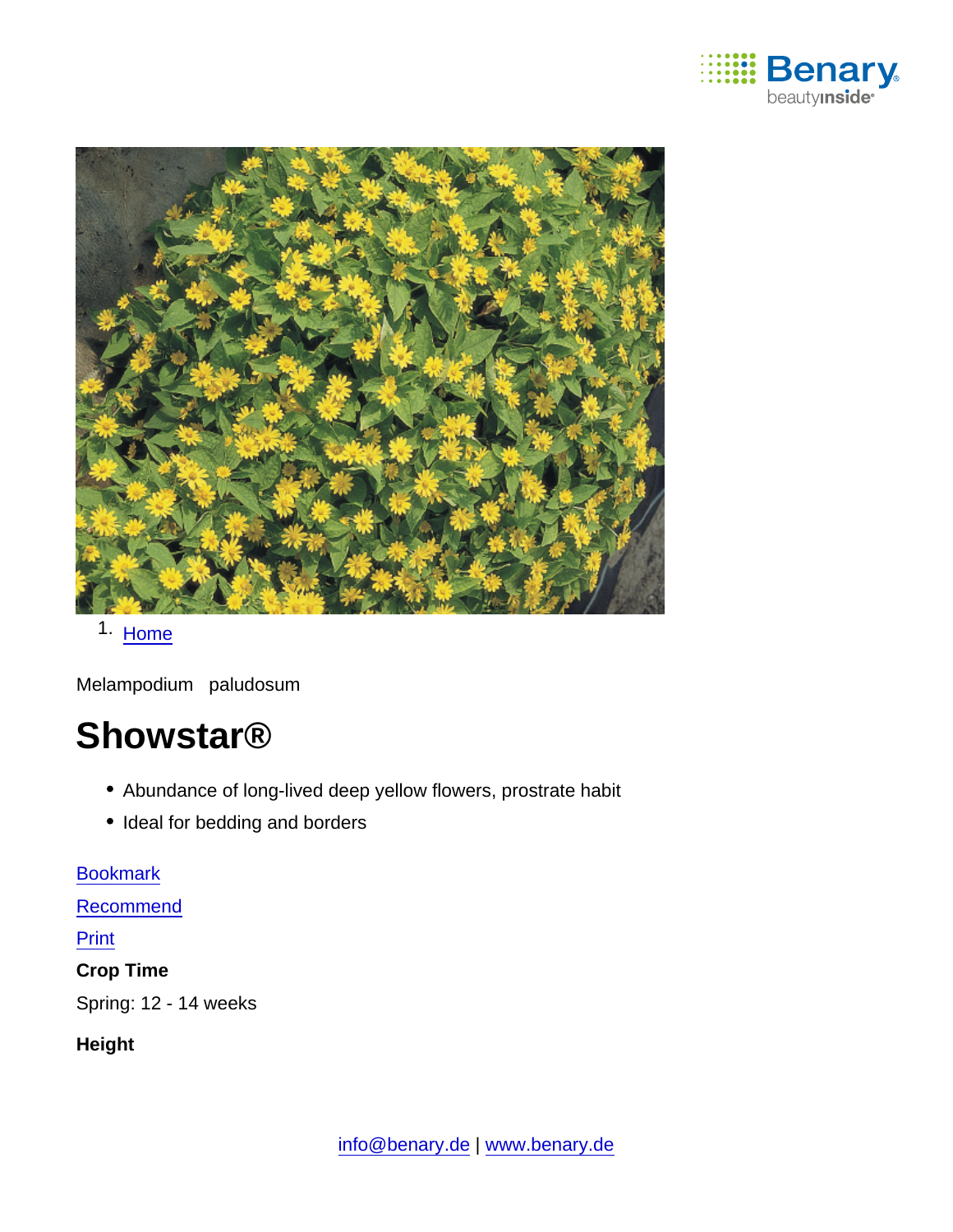1. Home

Melampodium paludosum

# Showstar®

- Abundance of long-lived deep yellow flowers, prostrate habit
- Ideal for bedding and borders

Bookmark

Recommend

Print

**Crop Time**

Spring: 12 - 14 weeks

**Height**

info@benary.de | www.benary.de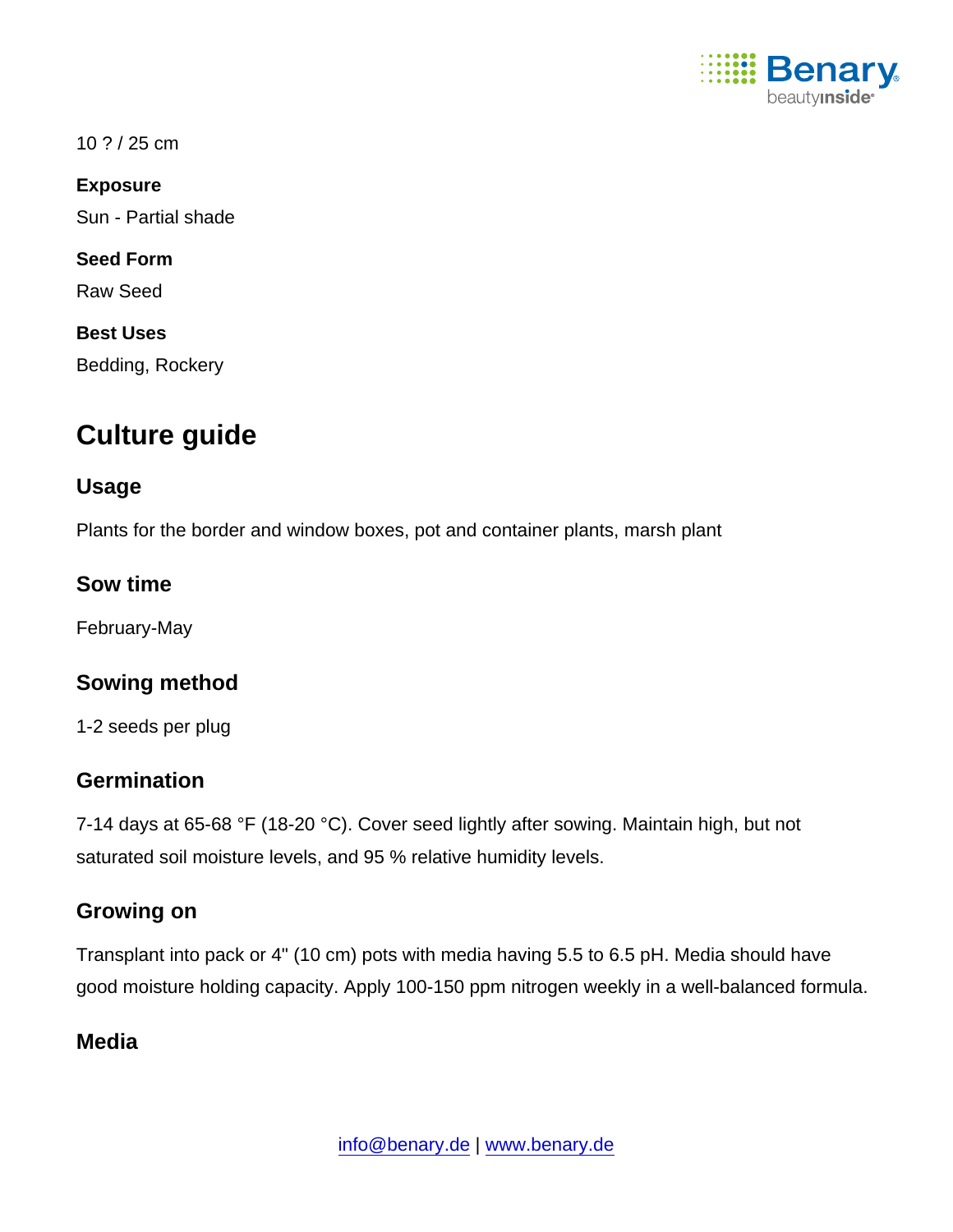10 ? / 25 cm

**Exposure**

Sun - Partial shade

**Seed Form**

Raw Seed

**Best Uses**

Bedding, Rockery

# Culture guide

## Usage

Plants for the border and window boxes, pot and container plants, marsh plant

## Sow time

February-May

## Sowing method

1-2 seeds per plug

## Germination

7-14 days at 65-68 °F (18-20 °C). Cover seed lightly after sowing. Maintain high, but not saturated soil moisture levels, and 95 % relative humidity levels.

## Growing on

Transplant into pack or 4" (10 cm) pots with media having 5.5 to 6.5 pH. Media should have good moisture holding capacity. Apply 100-150 ppm nitrogen weekly in a well-balanced formula.

## Media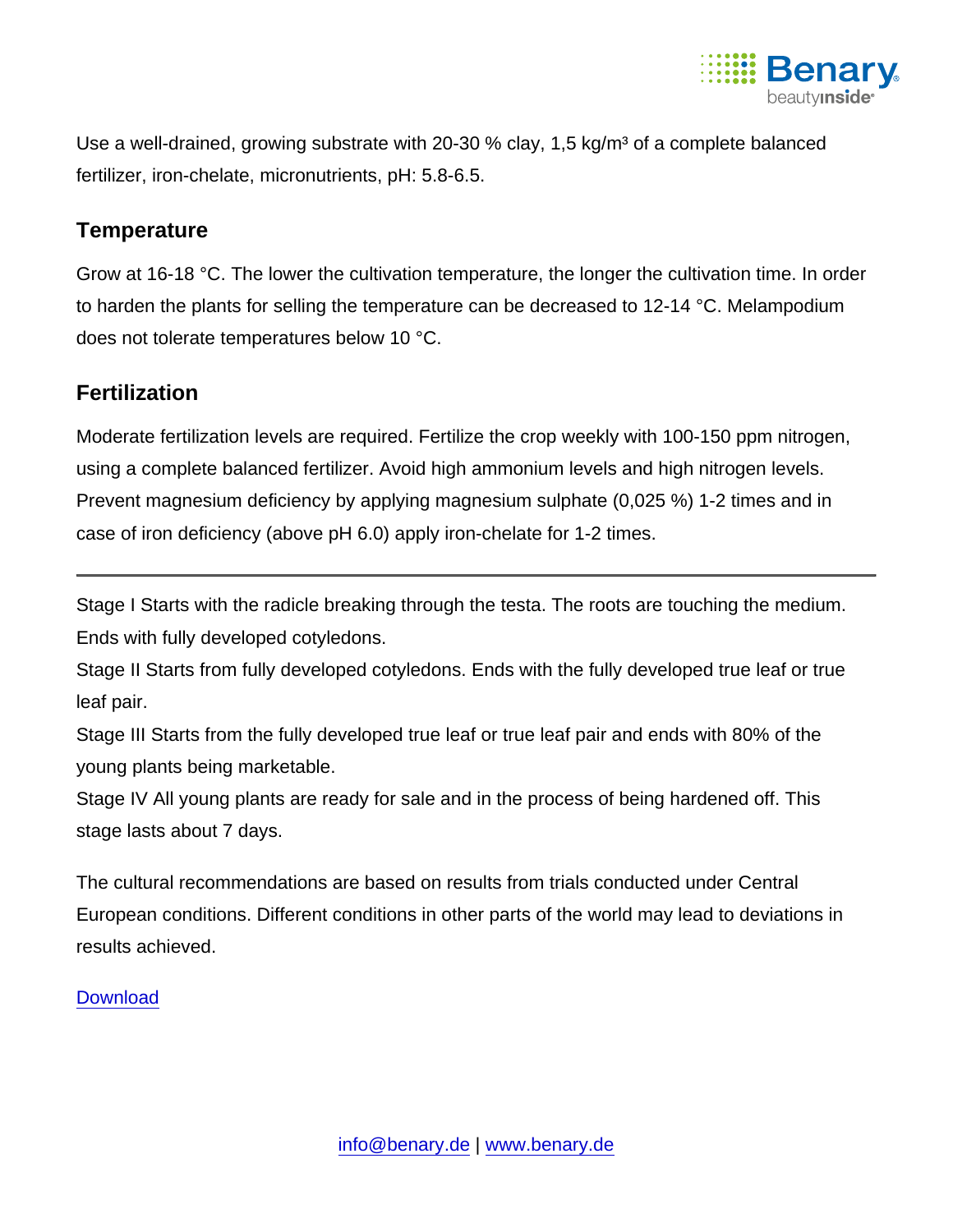Use a well-drained, growing substrate with 20-30 % clay, 1,5 kg/m³ of a complete balanced fertilizer, iron-chelate, micronutrients, pH: 5.8-6.5.

## Temperature

Grow at 16-18 °C. The lower the cultivation temperature, the longer the cultivation time. In order to harden the plants for selling the temperature can be decreased to 12-14 °C. Melampodium does not tolerate temperatures below 10 °C.

## Fertilization

Moderate fertilization levels are required. Fertilize the crop weekly with 100-150 ppm nitrogen, using a complete balanced fertilizer. Avoid high ammonium levels and high nitrogen levels. Prevent magnesium deficiency by applying magnesium sulphate (0,025 %) 1-2 times and in case of iron deficiency (above pH 6.0) apply iron-chelate for 1-2 times.

---

Stage I Starts with the radicle breaking through the testa. The roots are touching the medium. Ends with fully developed cotyledons.
Stage II Starts from fully developed cotyledons. Ends with the fully developed true leaf or true leaf pair.
Stage III Starts from the fully developed true leaf or true leaf pair and ends with 80% of the young plants being marketable.
Stage IV All young plants are ready for sale and in the process of being hardened off. This stage lasts about 7 days.

The cultural recommendations are based on results from trials conducted under Central European conditions. Different conditions in other parts of the world may lead to deviations in results achieved.

Download

info@benary.de | www.benary.de